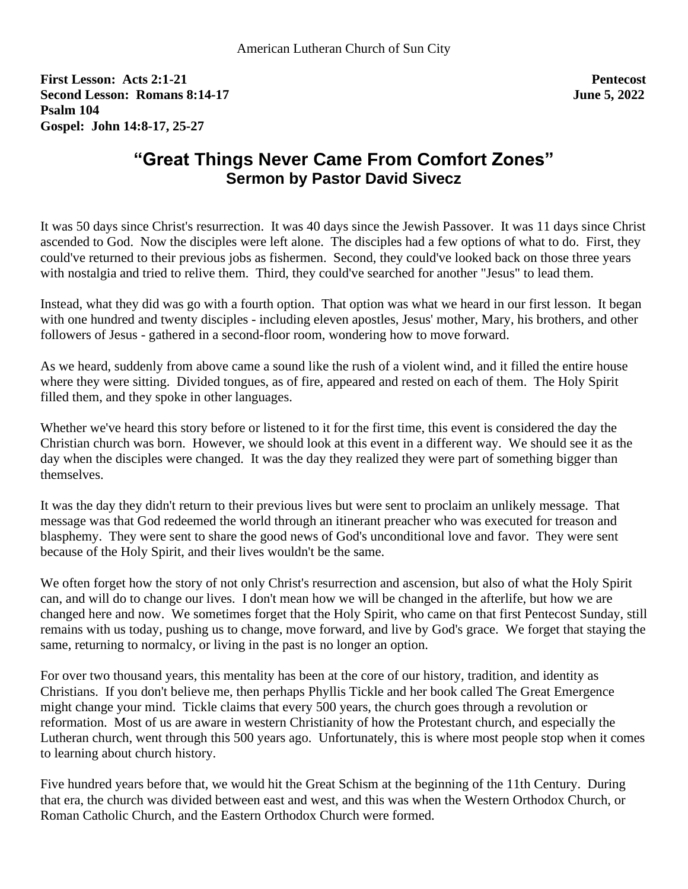American Lutheran Church of Sun City

**First Lesson: Acts 2:1-21** — **Pentecost**
**Second Lesson: Romans 8:14-17** — **June 5, 2022**
**Psalm 104**
**Gospel: John 14:8-17, 25-27**

# "Great Things Never Came From Comfort Zones"
## Sermon by Pastor David Sivecz

It was 50 days since Christ's resurrection. It was 40 days since the Jewish Passover. It was 11 days since Christ ascended to God. Now the disciples were left alone. The disciples had a few options of what to do. First, they could've returned to their previous jobs as fishermen. Second, they could've looked back on those three years with nostalgia and tried to relive them. Third, they could've searched for another "Jesus" to lead them.

Instead, what they did was go with a fourth option. That option was what we heard in our first lesson. It began with one hundred and twenty disciples - including eleven apostles, Jesus' mother, Mary, his brothers, and other followers of Jesus - gathered in a second-floor room, wondering how to move forward.

As we heard, suddenly from above came a sound like the rush of a violent wind, and it filled the entire house where they were sitting. Divided tongues, as of fire, appeared and rested on each of them. The Holy Spirit filled them, and they spoke in other languages.

Whether we've heard this story before or listened to it for the first time, this event is considered the day the Christian church was born. However, we should look at this event in a different way. We should see it as the day when the disciples were changed. It was the day they realized they were part of something bigger than themselves.

It was the day they didn't return to their previous lives but were sent to proclaim an unlikely message. That message was that God redeemed the world through an itinerant preacher who was executed for treason and blasphemy. They were sent to share the good news of God's unconditional love and favor. They were sent because of the Holy Spirit, and their lives wouldn't be the same.

We often forget how the story of not only Christ's resurrection and ascension, but also of what the Holy Spirit can, and will do to change our lives. I don't mean how we will be changed in the afterlife, but how we are changed here and now. We sometimes forget that the Holy Spirit, who came on that first Pentecost Sunday, still remains with us today, pushing us to change, move forward, and live by God's grace. We forget that staying the same, returning to normalcy, or living in the past is no longer an option.

For over two thousand years, this mentality has been at the core of our history, tradition, and identity as Christians. If you don't believe me, then perhaps Phyllis Tickle and her book called The Great Emergence might change your mind. Tickle claims that every 500 years, the church goes through a revolution or reformation. Most of us are aware in western Christianity of how the Protestant church, and especially the Lutheran church, went through this 500 years ago. Unfortunately, this is where most people stop when it comes to learning about church history.

Five hundred years before that, we would hit the Great Schism at the beginning of the 11th Century. During that era, the church was divided between east and west, and this was when the Western Orthodox Church, or Roman Catholic Church, and the Eastern Orthodox Church were formed.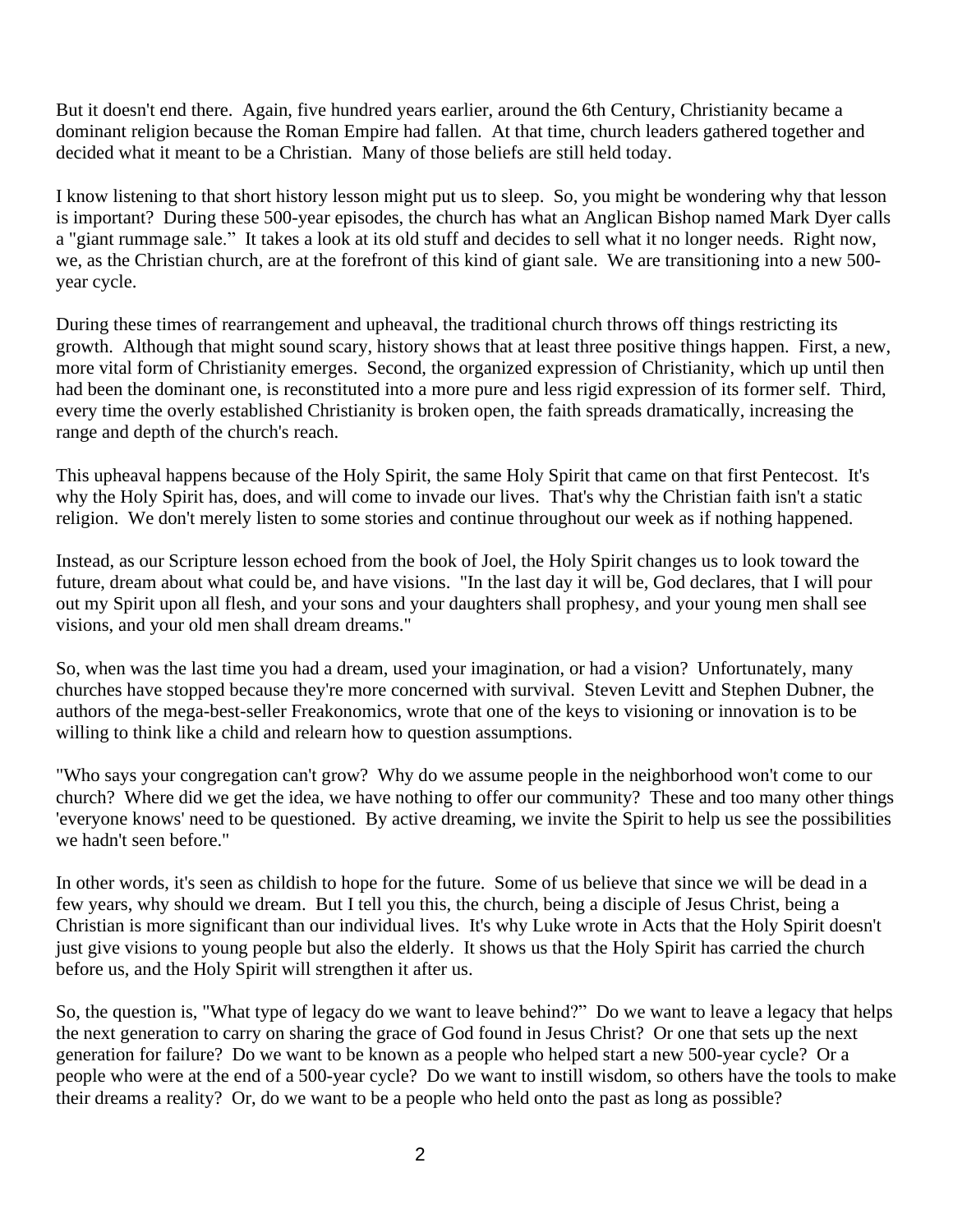But it doesn't end there. Again, five hundred years earlier, around the 6th Century, Christianity became a dominant religion because the Roman Empire had fallen. At that time, church leaders gathered together and decided what it meant to be a Christian. Many of those beliefs are still held today.

I know listening to that short history lesson might put us to sleep. So, you might be wondering why that lesson is important? During these 500-year episodes, the church has what an Anglican Bishop named Mark Dyer calls a "giant rummage sale." It takes a look at its old stuff and decides to sell what it no longer needs. Right now, we, as the Christian church, are at the forefront of this kind of giant sale. We are transitioning into a new 500-year cycle.

During these times of rearrangement and upheaval, the traditional church throws off things restricting its growth. Although that might sound scary, history shows that at least three positive things happen. First, a new, more vital form of Christianity emerges. Second, the organized expression of Christianity, which up until then had been the dominant one, is reconstituted into a more pure and less rigid expression of its former self. Third, every time the overly established Christianity is broken open, the faith spreads dramatically, increasing the range and depth of the church's reach.

This upheaval happens because of the Holy Spirit, the same Holy Spirit that came on that first Pentecost. It's why the Holy Spirit has, does, and will come to invade our lives. That's why the Christian faith isn't a static religion. We don't merely listen to some stories and continue throughout our week as if nothing happened.

Instead, as our Scripture lesson echoed from the book of Joel, the Holy Spirit changes us to look toward the future, dream about what could be, and have visions. "In the last day it will be, God declares, that I will pour out my Spirit upon all flesh, and your sons and your daughters shall prophesy, and your young men shall see visions, and your old men shall dream dreams."

So, when was the last time you had a dream, used your imagination, or had a vision? Unfortunately, many churches have stopped because they're more concerned with survival. Steven Levitt and Stephen Dubner, the authors of the mega-best-seller Freakonomics, wrote that one of the keys to visioning or innovation is to be willing to think like a child and relearn how to question assumptions.

"Who says your congregation can't grow? Why do we assume people in the neighborhood won't come to our church? Where did we get the idea, we have nothing to offer our community? These and too many other things 'everyone knows' need to be questioned. By active dreaming, we invite the Spirit to help us see the possibilities we hadn't seen before."

In other words, it's seen as childish to hope for the future. Some of us believe that since we will be dead in a few years, why should we dream. But I tell you this, the church, being a disciple of Jesus Christ, being a Christian is more significant than our individual lives. It's why Luke wrote in Acts that the Holy Spirit doesn't just give visions to young people but also the elderly. It shows us that the Holy Spirit has carried the church before us, and the Holy Spirit will strengthen it after us.

So, the question is, "What type of legacy do we want to leave behind?" Do we want to leave a legacy that helps the next generation to carry on sharing the grace of God found in Jesus Christ? Or one that sets up the next generation for failure? Do we want to be known as a people who helped start a new 500-year cycle? Or a people who were at the end of a 500-year cycle? Do we want to instill wisdom, so others have the tools to make their dreams a reality? Or, do we want to be a people who held onto the past as long as possible?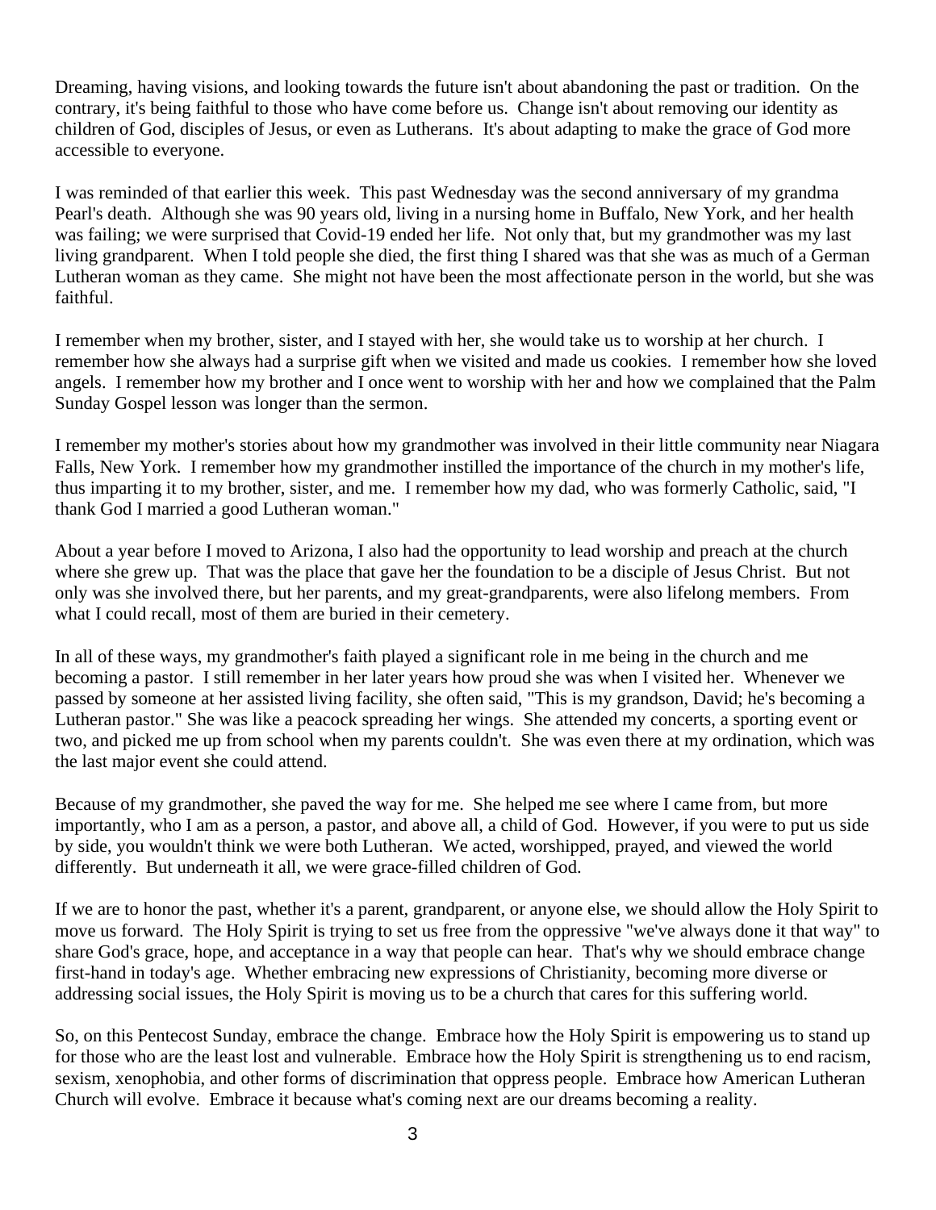Dreaming, having visions, and looking towards the future isn't about abandoning the past or tradition. On the contrary, it's being faithful to those who have come before us. Change isn't about removing our identity as children of God, disciples of Jesus, or even as Lutherans. It's about adapting to make the grace of God more accessible to everyone.

I was reminded of that earlier this week. This past Wednesday was the second anniversary of my grandma Pearl's death. Although she was 90 years old, living in a nursing home in Buffalo, New York, and her health was failing; we were surprised that Covid-19 ended her life. Not only that, but my grandmother was my last living grandparent. When I told people she died, the first thing I shared was that she was as much of a German Lutheran woman as they came. She might not have been the most affectionate person in the world, but she was faithful.

I remember when my brother, sister, and I stayed with her, she would take us to worship at her church. I remember how she always had a surprise gift when we visited and made us cookies. I remember how she loved angels. I remember how my brother and I once went to worship with her and how we complained that the Palm Sunday Gospel lesson was longer than the sermon.

I remember my mother's stories about how my grandmother was involved in their little community near Niagara Falls, New York. I remember how my grandmother instilled the importance of the church in my mother's life, thus imparting it to my brother, sister, and me. I remember how my dad, who was formerly Catholic, said, "I thank God I married a good Lutheran woman."

About a year before I moved to Arizona, I also had the opportunity to lead worship and preach at the church where she grew up. That was the place that gave her the foundation to be a disciple of Jesus Christ. But not only was she involved there, but her parents, and my great-grandparents, were also lifelong members. From what I could recall, most of them are buried in their cemetery.

In all of these ways, my grandmother's faith played a significant role in me being in the church and me becoming a pastor. I still remember in her later years how proud she was when I visited her. Whenever we passed by someone at her assisted living facility, she often said, "This is my grandson, David; he's becoming a Lutheran pastor." She was like a peacock spreading her wings. She attended my concerts, a sporting event or two, and picked me up from school when my parents couldn't. She was even there at my ordination, which was the last major event she could attend.

Because of my grandmother, she paved the way for me. She helped me see where I came from, but more importantly, who I am as a person, a pastor, and above all, a child of God. However, if you were to put us side by side, you wouldn't think we were both Lutheran. We acted, worshipped, prayed, and viewed the world differently. But underneath it all, we were grace-filled children of God.

If we are to honor the past, whether it's a parent, grandparent, or anyone else, we should allow the Holy Spirit to move us forward. The Holy Spirit is trying to set us free from the oppressive "we've always done it that way" to share God's grace, hope, and acceptance in a way that people can hear. That's why we should embrace change first-hand in today's age. Whether embracing new expressions of Christianity, becoming more diverse or addressing social issues, the Holy Spirit is moving us to be a church that cares for this suffering world.

So, on this Pentecost Sunday, embrace the change. Embrace how the Holy Spirit is empowering us to stand up for those who are the least lost and vulnerable. Embrace how the Holy Spirit is strengthening us to end racism, sexism, xenophobia, and other forms of discrimination that oppress people. Embrace how American Lutheran Church will evolve. Embrace it because what's coming next are our dreams becoming a reality.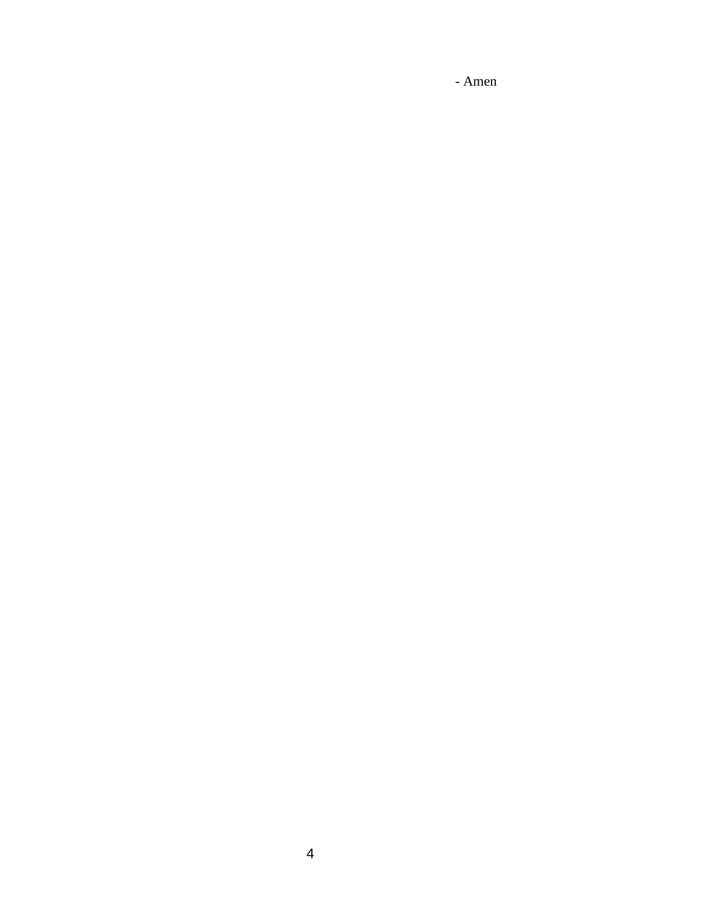- Amen